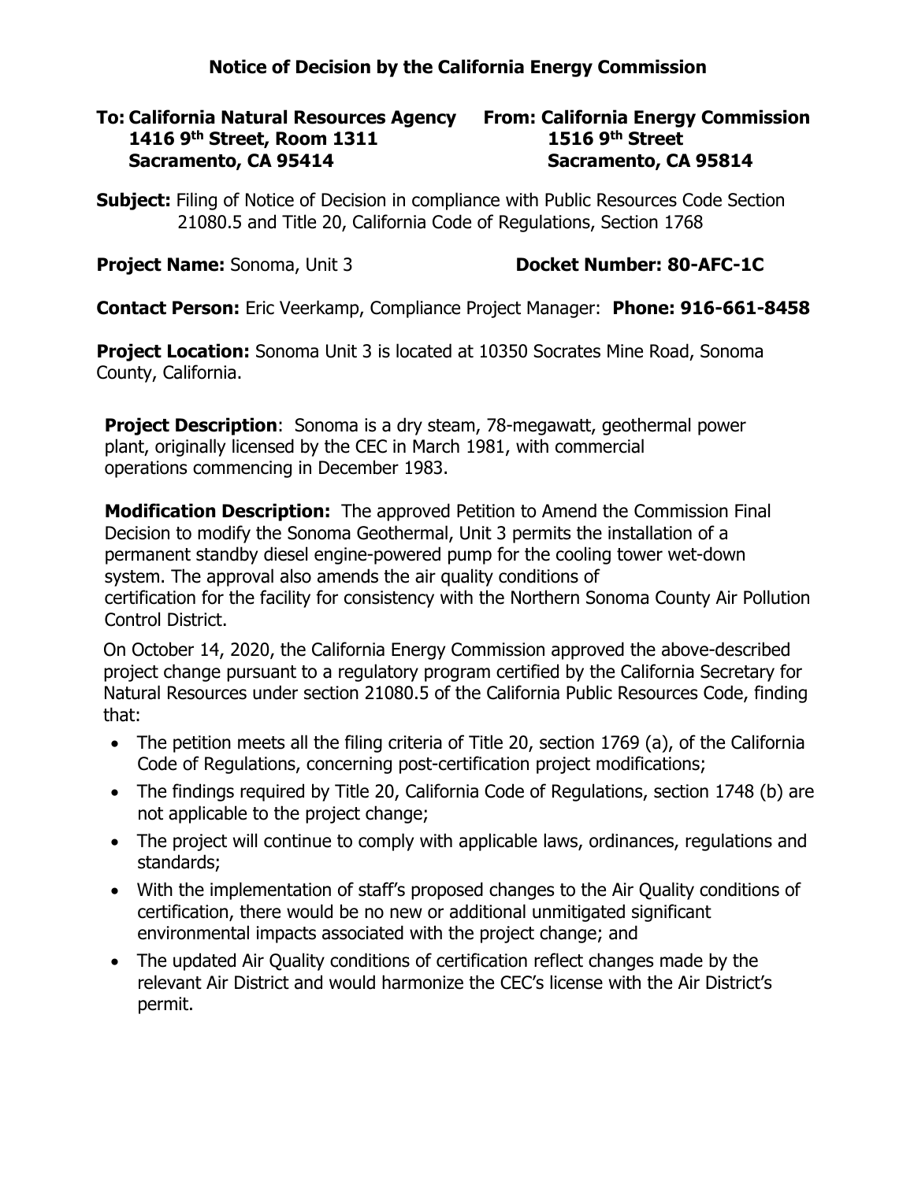# Notice of Decision by the California Energy Commission

**To: California Natural Resources Agency**
**1416 9th Street, Room 1311**
**Sacramento, CA 95414**

**From: California Energy Commission**
**1516 9th Street**
**Sacramento, CA 95814**

**Subject:** Filing of Notice of Decision in compliance with Public Resources Code Section 21080.5 and Title 20, California Code of Regulations, Section 1768

**Project Name:** Sonoma, Unit 3 **Docket Number: 80-AFC-1C**

**Contact Person:** Eric Veerkamp, Compliance Project Manager: **Phone: 916-661-8458**

**Project Location:** Sonoma Unit 3 is located at 10350 Socrates Mine Road, Sonoma County, California.

**Project Description**: Sonoma is a dry steam, 78-megawatt, geothermal power plant, originally licensed by the CEC in March 1981, with commercial operations commencing in December 1983.

**Modification Description:** The approved Petition to Amend the Commission Final Decision to modify the Sonoma Geothermal, Unit 3 permits the installation of a permanent standby diesel engine-powered pump for the cooling tower wet-down system. The approval also amends the air quality conditions of certification for the facility for consistency with the Northern Sonoma County Air Pollution Control District.

On October 14, 2020, the California Energy Commission approved the above-described project change pursuant to a regulatory program certified by the California Secretary for Natural Resources under section 21080.5 of the California Public Resources Code, finding that:

- The petition meets all the filing criteria of Title 20, section 1769 (a), of the California Code of Regulations, concerning post-certification project modifications;
- The findings required by Title 20, California Code of Regulations, section 1748 (b) are not applicable to the project change;
- The project will continue to comply with applicable laws, ordinances, regulations and standards;
- With the implementation of staff's proposed changes to the Air Quality conditions of certification, there would be no new or additional unmitigated significant environmental impacts associated with the project change; and
- The updated Air Quality conditions of certification reflect changes made by the relevant Air District and would harmonize the CEC's license with the Air District's permit.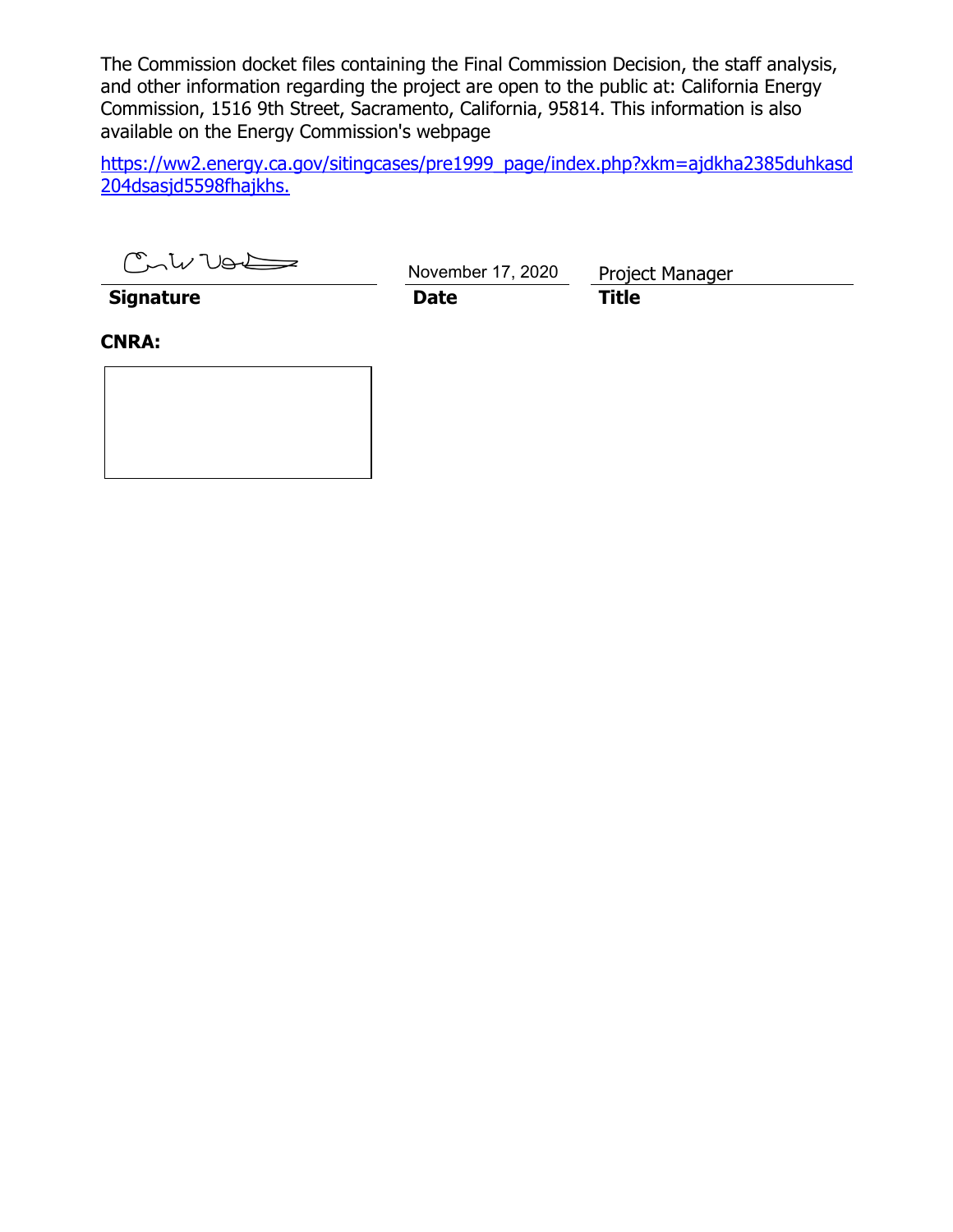The Commission docket files containing the Final Commission Decision, the staff analysis, and other information regarding the project are open to the public at: California Energy Commission, 1516 9th Street, Sacramento, California, 95814. This information is also available on the Energy Commission's webpage

https://ww2.energy.ca.gov/sitingcases/pre1999_page/index.php?xkm=ajdkha2385duhkasd204dsasjd5598fhajkhs.

| Signature | Date | Title |
| --- | --- | --- |
| | November 17, 2020 | Project Manager |

**CNRA:**